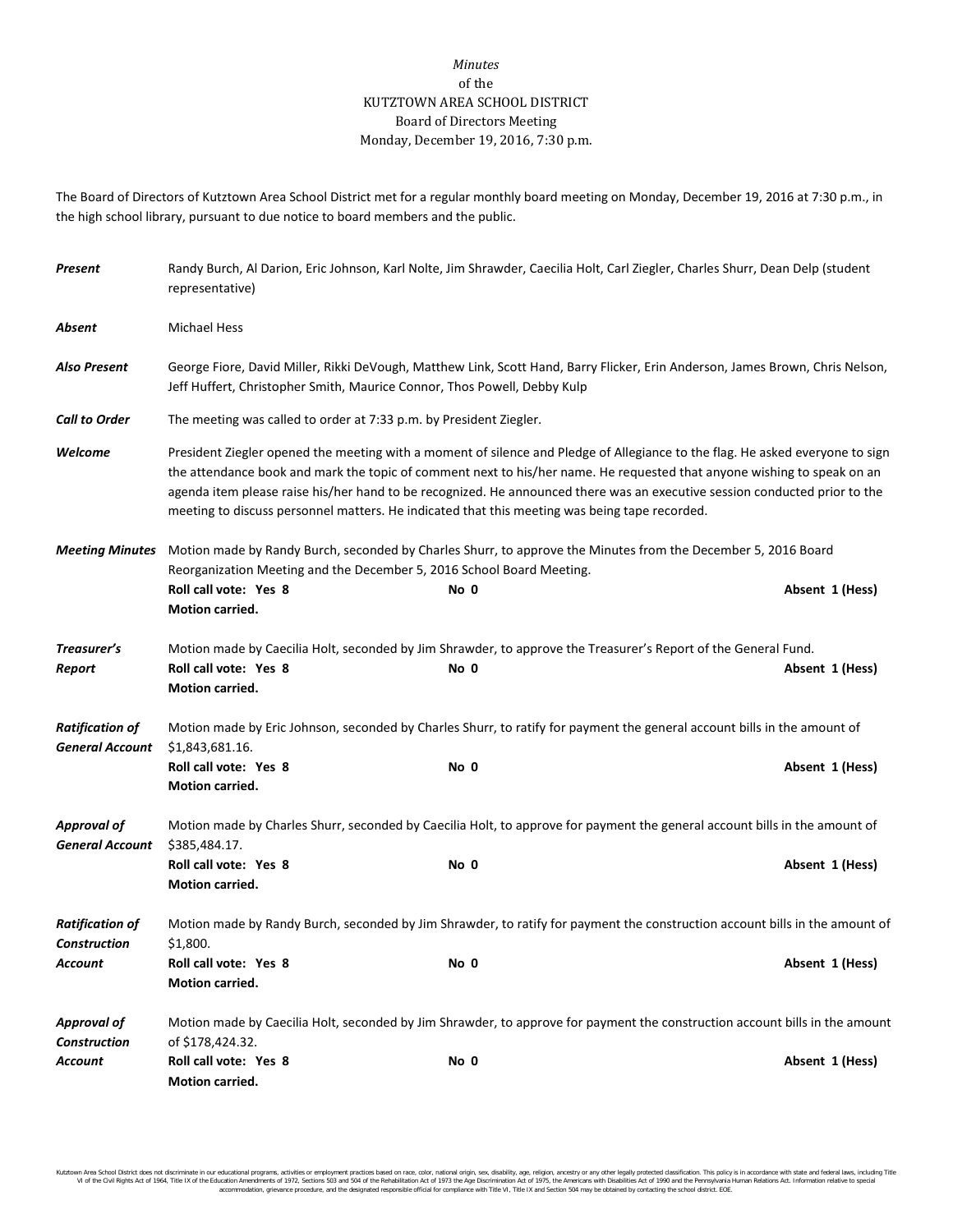*Minutes*
of the
KUTZTOWN AREA SCHOOL DISTRICT
Board of Directors Meeting
Monday, December 19, 2016, 7:30 p.m.

The Board of Directors of Kutztown Area School District met for a regular monthly board meeting on Monday, December 19, 2016 at 7:30 p.m., in the high school library, pursuant to due notice to board members and the public.

***Present*** Randy Burch, Al Darion, Eric Johnson, Karl Nolte, Jim Shrawder, Caecilia Holt, Carl Ziegler, Charles Shurr, Dean Delp (student representative)

***Absent*** Michael Hess

***Also Present*** George Fiore, David Miller, Rikki DeVough, Matthew Link, Scott Hand, Barry Flicker, Erin Anderson, James Brown, Chris Nelson, Jeff Huffert, Christopher Smith, Maurice Connor, Thos Powell, Debby Kulp

***Call to Order*** The meeting was called to order at 7:33 p.m. by President Ziegler.

***Welcome*** President Ziegler opened the meeting with a moment of silence and Pledge of Allegiance to the flag. He asked everyone to sign the attendance book and mark the topic of comment next to his/her name. He requested that anyone wishing to speak on an agenda item please raise his/her hand to be recognized. He announced there was an executive session conducted prior to the meeting to discuss personnel matters. He indicated that this meeting was being tape recorded.

***Meeting Minutes*** Motion made by Randy Burch, seconded by Charles Shurr, to approve the Minutes from the December 5, 2016 Board Reorganization Meeting and the December 5, 2016 School Board Meeting.
**Roll call vote: Yes 8** **No 0** **Absent 1 (Hess)**
**Motion carried.**

***Treasurer's Report*** Motion made by Caecilia Holt, seconded by Jim Shrawder, to approve the Treasurer's Report of the General Fund.
**Roll call vote: Yes 8** **No 0** **Absent 1 (Hess)**
**Motion carried.**

***Ratification of General Account*** Motion made by Eric Johnson, seconded by Charles Shurr, to ratify for payment the general account bills in the amount of $1,843,681.16.
**Roll call vote: Yes 8** **No 0** **Absent 1 (Hess)**
**Motion carried.**

***Approval of General Account*** Motion made by Charles Shurr, seconded by Caecilia Holt, to approve for payment the general account bills in the amount of $385,484.17.
**Roll call vote: Yes 8** **No 0** **Absent 1 (Hess)**
**Motion carried.**

***Ratification of Construction Account*** Motion made by Randy Burch, seconded by Jim Shrawder, to ratify for payment the construction account bills in the amount of $1,800.
**Roll call vote: Yes 8** **No 0** **Absent 1 (Hess)**
**Motion carried.**

***Approval of Construction Account*** Motion made by Caecilia Holt, seconded by Jim Shrawder, to approve for payment the construction account bills in the amount of $178,424.32.
**Roll call vote: Yes 8** **No 0** **Absent 1 (Hess)**
**Motion carried.**

Kutztown Area School District does not discriminate in our educational programs, activities or employment practices based on race, color, national origin, sex, disability, age, religion, ancestry or any other legally protected classification. This policy is in accordance with state and federal laws, including Title VI of the Civil Rights Act of 1964, Title IX of the Education Amendments of 1972, Sections 503 and 504 of the Rehabilitation Act of 1973 the Age Discrimination Act of 1975, the Americans with Disabilities Act of 1990 and the Pennsylvania Human Relations Act. Information relative to special accommodation, grievance procedure, and the designated responsible official for compliance with Title VI, Title IX and Section 504 may be obtained by contacting the school district. EOE.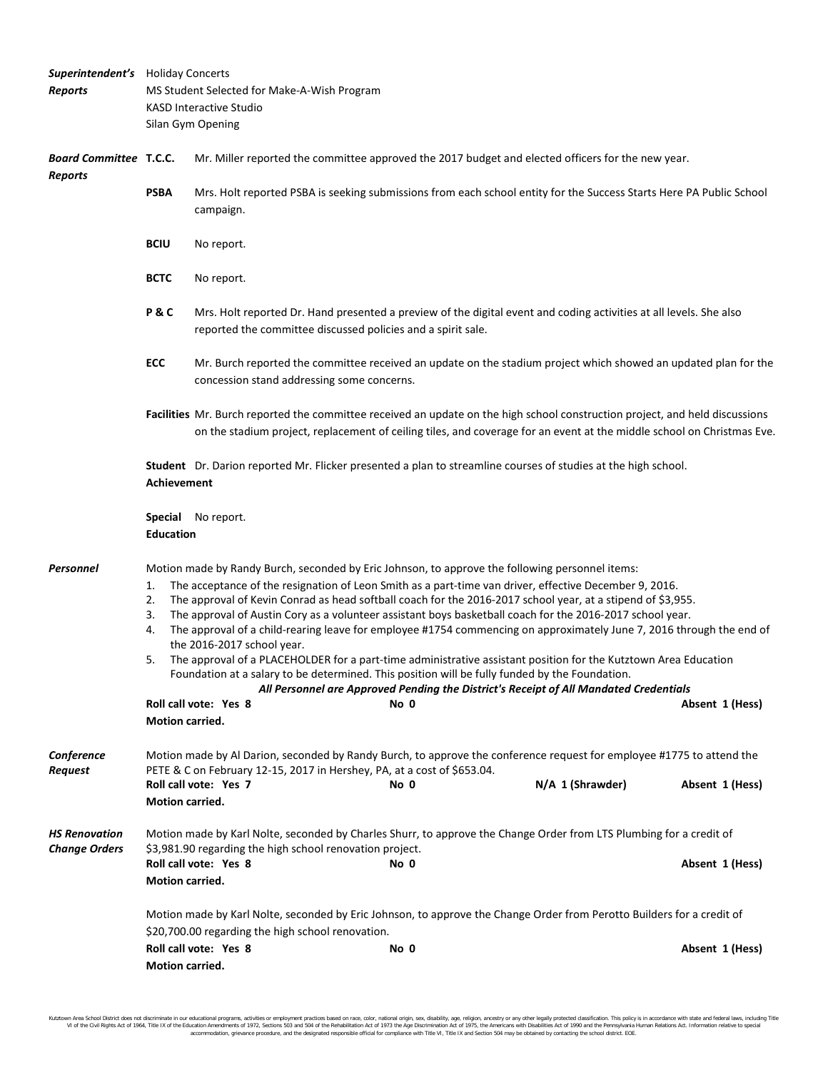***Superintendent's Reports***

Holiday Concerts
MS Student Selected for Make-A-Wish Program
KASD Interactive Studio
Silan Gym Opening

***Board Committee Reports***

**T.C.C.** Mr. Miller reported the committee approved the 2017 budget and elected officers for the new year.

**PSBA** Mrs. Holt reported PSBA is seeking submissions from each school entity for the Success Starts Here PA Public School campaign.

**BCIU** No report.

**BCTC** No report.

**P & C** Mrs. Holt reported Dr. Hand presented a preview of the digital event and coding activities at all levels. She also reported the committee discussed policies and a spirit sale.

**ECC** Mr. Burch reported the committee received an update on the stadium project which showed an updated plan for the concession stand addressing some concerns.

**Facilities** Mr. Burch reported the committee received an update on the high school construction project, and held discussions on the stadium project, replacement of ceiling tiles, and coverage for an event at the middle school on Christmas Eve.

**Student Achievement** Dr. Darion reported Mr. Flicker presented a plan to streamline courses of studies at the high school.

**Special Education** No report.

***Personnel***

Motion made by Randy Burch, seconded by Eric Johnson, to approve the following personnel items:

1. The acceptance of the resignation of Leon Smith as a part-time van driver, effective December 9, 2016.
2. The approval of Kevin Conrad as head softball coach for the 2016-2017 school year, at a stipend of $3,955.
3. The approval of Austin Cory as a volunteer assistant boys basketball coach for the 2016-2017 school year.
4. The approval of a child-rearing leave for employee #1754 commencing on approximately June 7, 2016 through the end of the 2016-2017 school year.
5. The approval of a PLACEHOLDER for a part-time administrative assistant position for the Kutztown Area Education Foundation at a salary to be determined. This position will be fully funded by the Foundation.

***All Personnel are Approved Pending the District's Receipt of All Mandated Credentials***

**Roll call vote: Yes 8** **No 0** **Absent 1 (Hess)**
**Motion carried.**

***Conference Request***

Motion made by Al Darion, seconded by Randy Burch, to approve the conference request for employee #1775 to attend the PETE & C on February 12-15, 2017 in Hershey, PA, at a cost of $653.04.

**Roll call vote: Yes 7** **No 0** **N/A 1 (Shrawder)** **Absent 1 (Hess)**
**Motion carried.**

***HS Renovation Change Orders***

Motion made by Karl Nolte, seconded by Charles Shurr, to approve the Change Order from LTS Plumbing for a credit of $3,981.90 regarding the high school renovation project.

**Roll call vote: Yes 8** **No 0** **Absent 1 (Hess)**
**Motion carried.**

Motion made by Karl Nolte, seconded by Eric Johnson, to approve the Change Order from Perotto Builders for a credit of $20,700.00 regarding the high school renovation.

**Roll call vote: Yes 8** **No 0** **Absent 1 (Hess)**
**Motion carried.**

Kutztown Area School District does not discriminate in our educational programs, activities or employment practices based on race, color, national origin, sex, disability, age, religion, ancestry or any other legally protected classification. This policy is in accordance with state and federal laws, including Title VI of the Civil Rights Act of 1964, Title IX of the Education Amendments of 1972, Sections 503 and 504 of the Rehabilitation Act of 1973 the Age Discrimination Act of 1975, the Americans with Disabilities Act of 1990 and the Pennsylvania Human Relations Act. Information relative to special accommodation, grievance procedure, and the designated responsible official for compliance with Title VI, Title IX and Section 504 may be obtained by contacting the school district. EOE.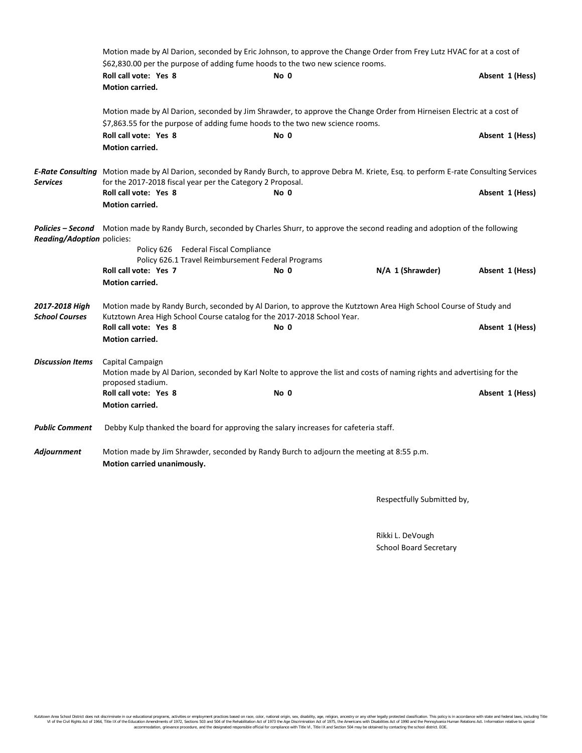Motion made by Al Darion, seconded by Eric Johnson, to approve the Change Order from Frey Lutz HVAC for at a cost of $62,830.00 per the purpose of adding fume hoods to the two new science rooms.

**Roll call vote: Yes 8** **No 0** **Absent 1 (Hess)**

**Motion carried.**

Motion made by Al Darion, seconded by Jim Shrawder, to approve the Change Order from Hirneisen Electric at a cost of $7,863.55 for the purpose of adding fume hoods to the two new science rooms.

**Roll call vote: Yes 8** **No 0** **Absent 1 (Hess)**

**Motion carried.**

***E-Rate Consulting Services*** Motion made by Al Darion, seconded by Randy Burch, to approve Debra M. Kriete, Esq. to perform E-rate Consulting Services for the 2017-2018 fiscal year per the Category 2 Proposal.

**Roll call vote: Yes 8** **No 0** **Absent 1 (Hess)**

**Motion carried.**

***Policies – Second Reading/Adoption*** Motion made by Randy Burch, seconded by Charles Shurr, to approve the second reading and adoption of the following policies:

Policy 626 Federal Fiscal Compliance
Policy 626.1 Travel Reimbursement Federal Programs

**Roll call vote: Yes 7** **No 0** **N/A 1 (Shrawder)** **Absent 1 (Hess)**

**Motion carried.**

***2017-2018 High School Courses*** Motion made by Randy Burch, seconded by Al Darion, to approve the Kutztown Area High School Course of Study and Kutztown Area High School Course catalog for the 2017-2018 School Year.

**Roll call vote: Yes 8** **No 0** **Absent 1 (Hess)**

**Motion carried.**

***Discussion Items*** Capital Campaign

Motion made by Al Darion, seconded by Karl Nolte to approve the list and costs of naming rights and advertising for the proposed stadium.

**Roll call vote: Yes 8** **No 0** **Absent 1 (Hess)**

**Motion carried.**

***Public Comment*** Debby Kulp thanked the board for approving the salary increases for cafeteria staff.

***Adjournment*** Motion made by Jim Shrawder, seconded by Randy Burch to adjourn the meeting at 8:55 p.m.

**Motion carried unanimously.**

Respectfully Submitted by,

Rikki L. DeVough
School Board Secretary

Kutztown Area School District does not discriminate in our educational programs, activities or employment practices based on race, color, national origin, sex, disability, age, religion, ancestry or any other legally protected classification. This policy is in accordance with state and federal laws, including Title VI of the Civil Rights Act of 1964, Title IX of the Education Amendments of 1972, Sections 503 and 504 of the Rehabilitation Act of 1973 the Age Discrimination Act of 1975, the Americans with Disabilities Act of 1990 and the Pennsylvania Human Relations Act. Information relative to special accommodation, grievance procedure, and the designated responsible official for compliance with Title VI, Title IX and Section 504 may be obtained by contacting the school district. EOE.